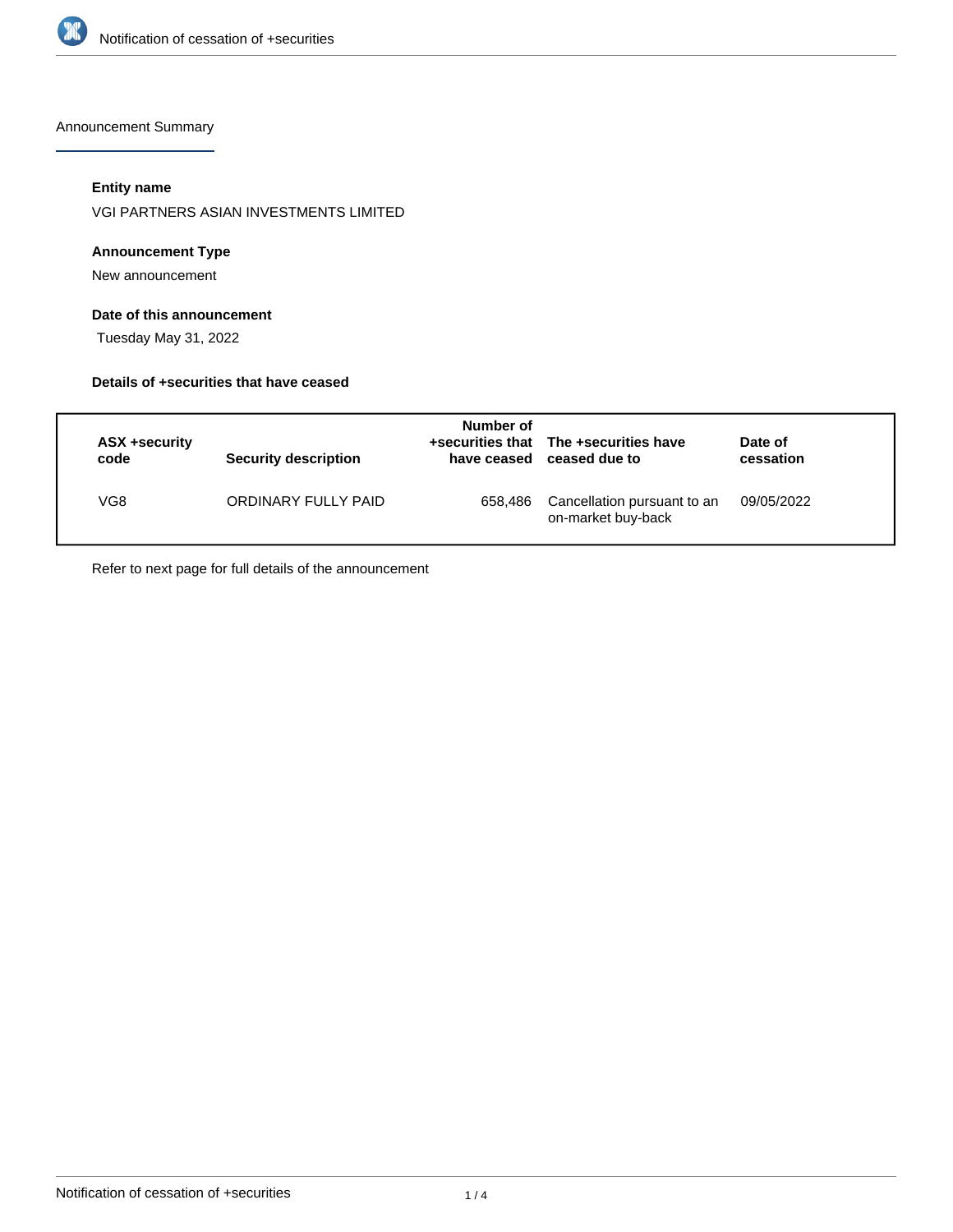Announcement Summary

**Entity name**

VGI PARTNERS ASIAN INVESTMENTS LIMITED

**Announcement Type**

New announcement

**Date of this announcement**

Tuesday May 31, 2022

**Details of +securities that have ceased**

| ASX +security code | Security description | Number of +securities that have ceased | The +securities have ceased due to | Date of cessation |
|---|---|---|---|---|
| VG8 | ORDINARY FULLY PAID | 658,486 | Cancellation pursuant to an on-market buy-back | 09/05/2022 |

Refer to next page for full details of the announcement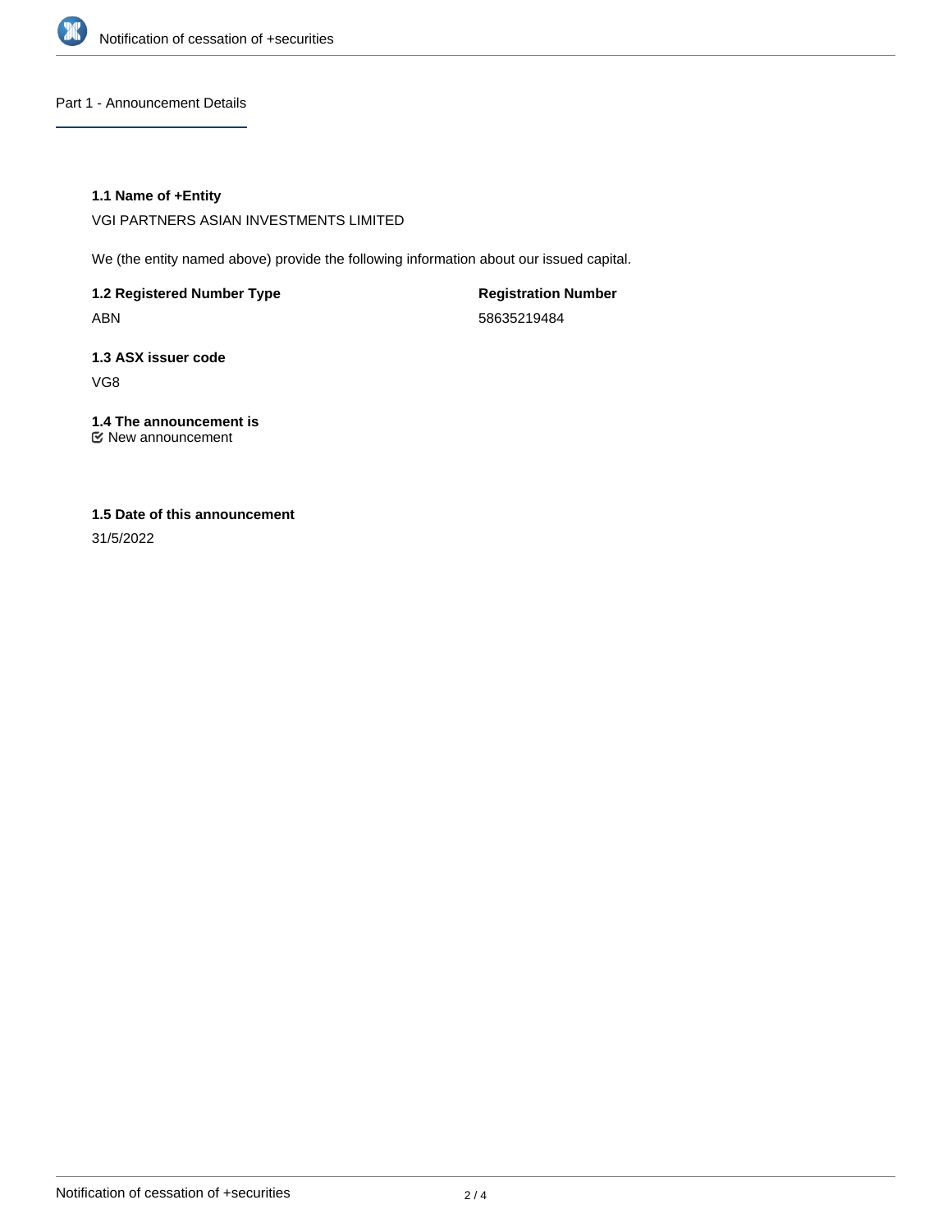## Part 1 - Announcement Details

### 1.1 Name of +Entity

VGI PARTNERS ASIAN INVESTMENTS LIMITED

We (the entity named above) provide the following information about our issued capital.

| 1.2 Registered Number Type | Registration Number |
|---|---|
| ABN | 58635219484 |

### 1.3 ASX issuer code

VG8

### 1.4 The announcement is

☑ New announcement

### 1.5 Date of this announcement

31/5/2022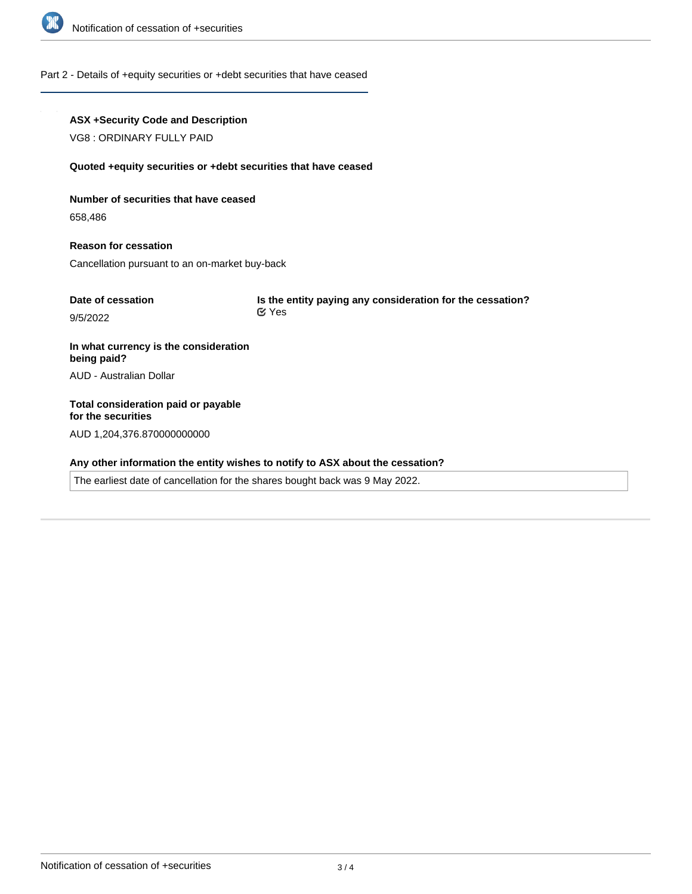## Part 2 - Details of +equity securities or +debt securities that have ceased

**ASX +Security Code and Description**

VG8 : ORDINARY FULLY PAID

**Quoted +equity securities or +debt securities that have ceased**

**Number of securities that have ceased**

658,486

**Reason for cessation**

Cancellation pursuant to an on-market buy-back

**Date of cessation**

9/5/2022

**Is the entity paying any consideration for the cessation?**

Yes

**In what currency is the consideration being paid?**

AUD - Australian Dollar

**Total consideration paid or payable for the securities**

AUD 1,204,376.870000000000

**Any other information the entity wishes to notify to ASX about the cessation?**

The earliest date of cancellation for the shares bought back was 9 May 2022.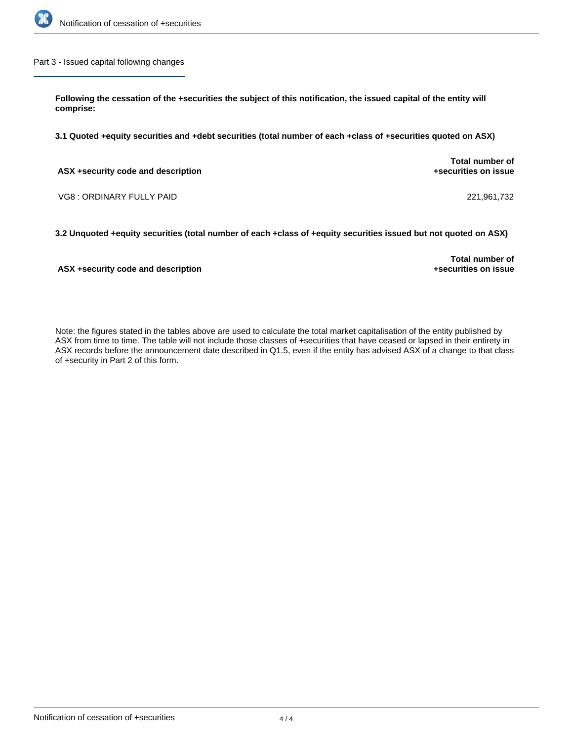## Part 3 - Issued capital following changes

**Following the cessation of the +securities the subject of this notification, the issued capital of the entity will comprise:**

**3.1 Quoted +equity securities and +debt securities (total number of each +class of +securities quoted on ASX)**

| ASX +security code and description | Total number of +securities on issue |
|---|---|
| VG8 : ORDINARY FULLY PAID | 221,961,732 |

**3.2 Unquoted +equity securities (total number of each +class of +equity securities issued but not quoted on ASX)**

| ASX +security code and description | Total number of +securities on issue |
|---|---|

Note: the figures stated in the tables above are used to calculate the total market capitalisation of the entity published by ASX from time to time. The table will not include those classes of +securities that have ceased or lapsed in their entirety in ASX records before the announcement date described in Q1.5, even if the entity has advised ASX of a change to that class of +security in Part 2 of this form.